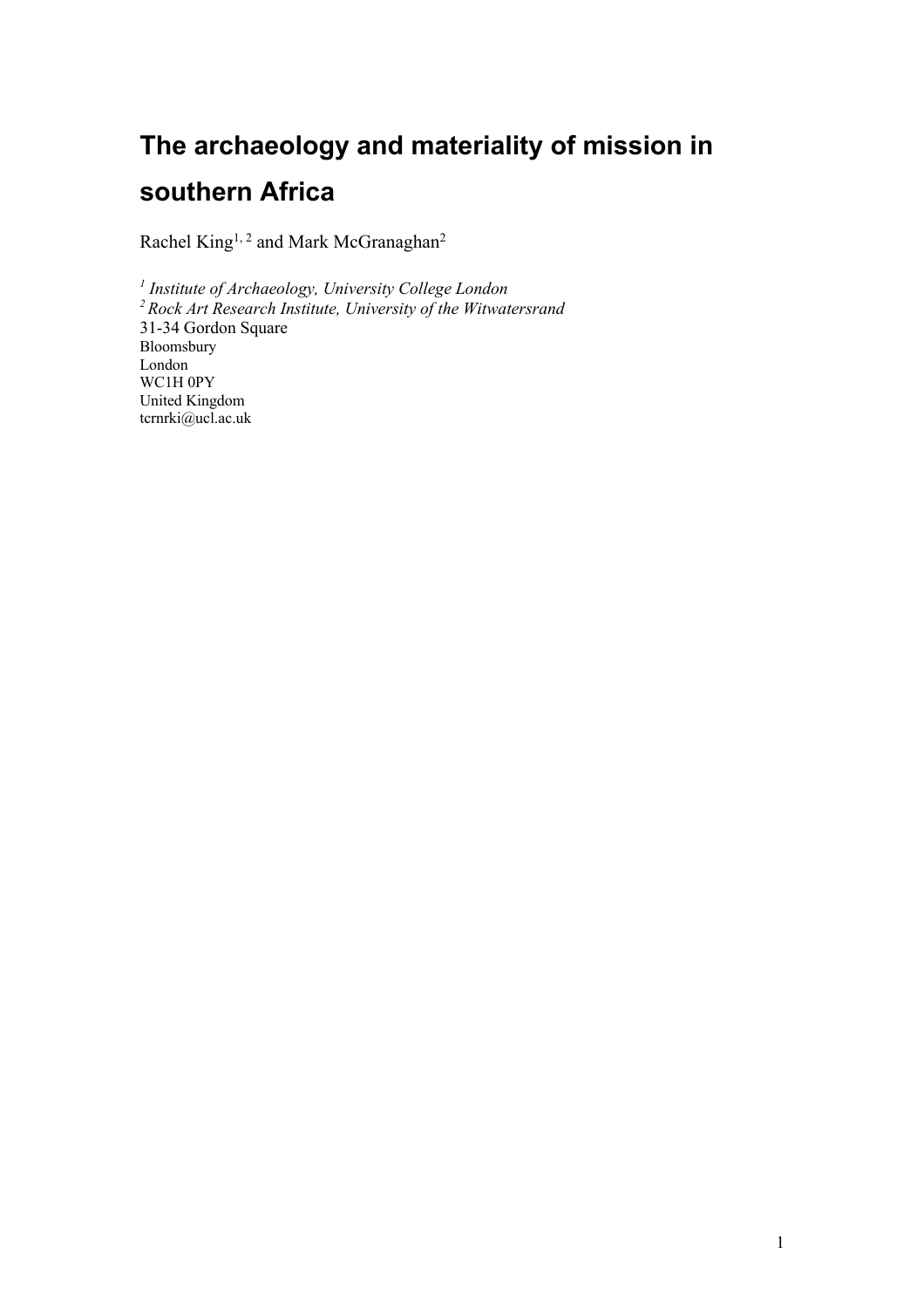# The archaeology and materiality of mission in southern Africa

Rachel King[1, 2] and Mark McGranaghan[2]

[1] *Institute of Archaeology, University College London*
[2] *Rock Art Research Institute, University of the Witwatersrand*
31-34 Gordon Square
Bloomsbury
London
WC1H 0PY
United Kingdom
tcrnrki@ucl.ac.uk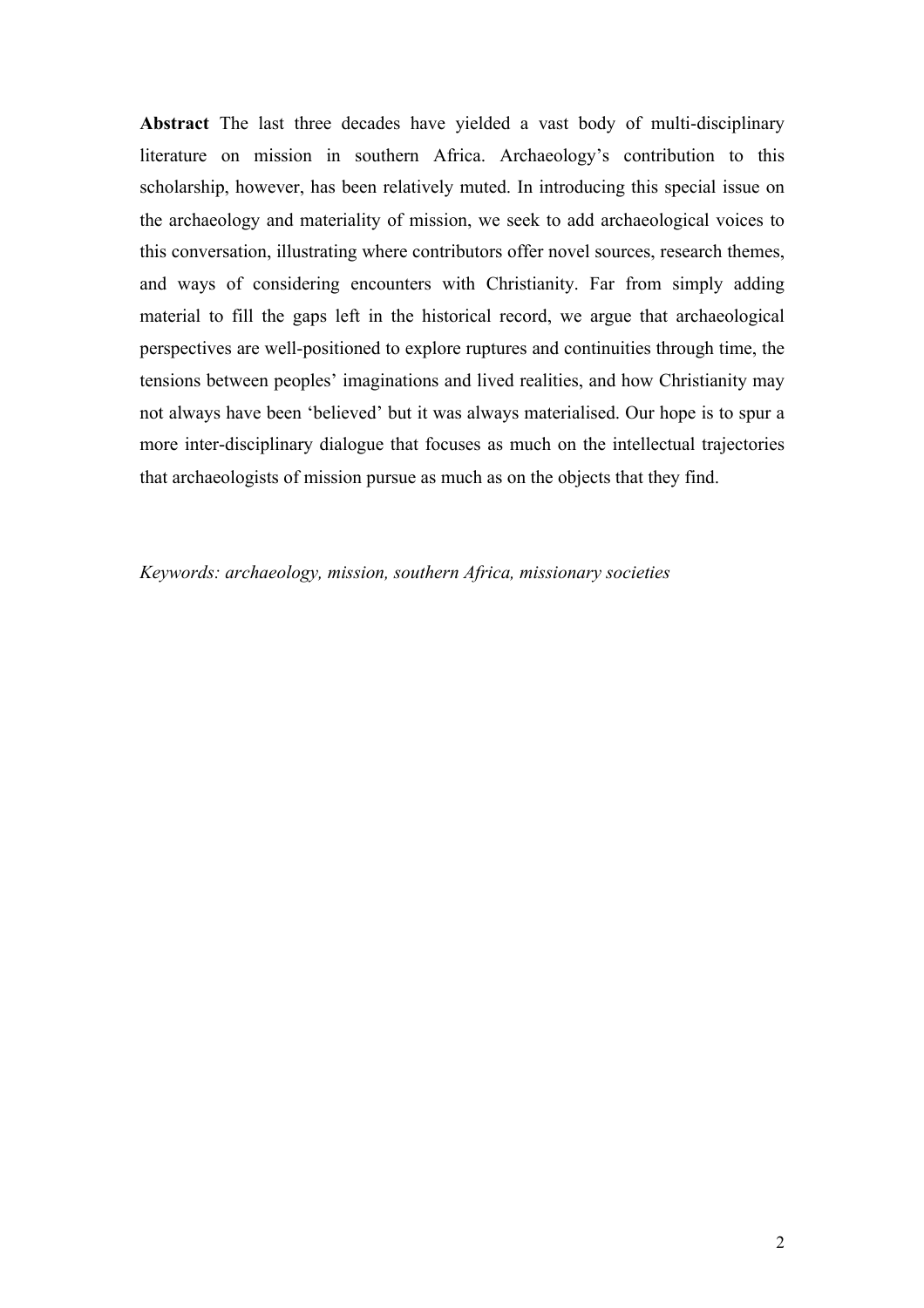**Abstract** The last three decades have yielded a vast body of multi-disciplinary literature on mission in southern Africa. Archaeology's contribution to this scholarship, however, has been relatively muted. In introducing this special issue on the archaeology and materiality of mission, we seek to add archaeological voices to this conversation, illustrating where contributors offer novel sources, research themes, and ways of considering encounters with Christianity. Far from simply adding material to fill the gaps left in the historical record, we argue that archaeological perspectives are well-positioned to explore ruptures and continuities through time, the tensions between peoples' imaginations and lived realities, and how Christianity may not always have been 'believed' but it was always materialised. Our hope is to spur a more inter-disciplinary dialogue that focuses as much on the intellectual trajectories that archaeologists of mission pursue as much as on the objects that they find.

*Keywords: archaeology, mission, southern Africa, missionary societies*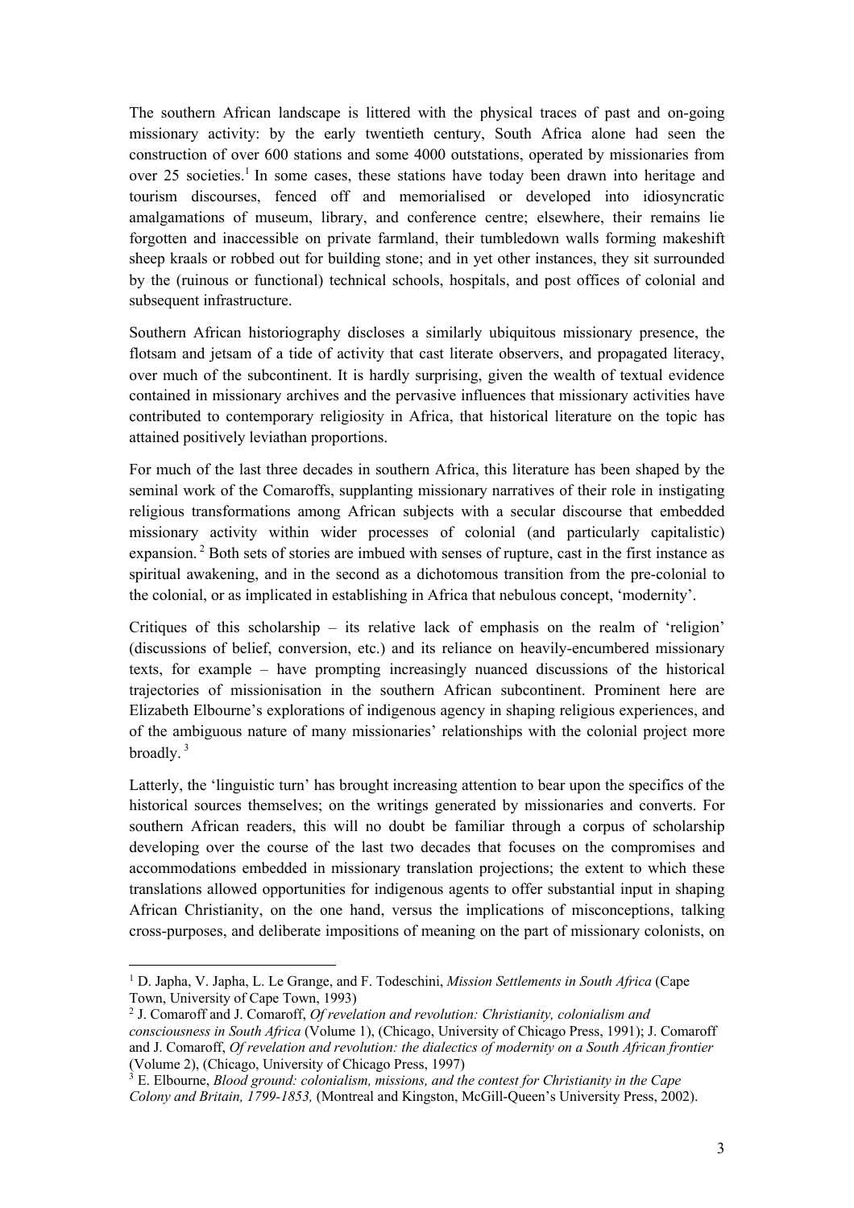The southern African landscape is littered with the physical traces of past and on-going missionary activity: by the early twentieth century, South Africa alone had seen the construction of over 600 stations and some 4000 outstations, operated by missionaries from over 25 societies.[1] In some cases, these stations have today been drawn into heritage and tourism discourses, fenced off and memorialised or developed into idiosyncratic amalgamations of museum, library, and conference centre; elsewhere, their remains lie forgotten and inaccessible on private farmland, their tumbledown walls forming makeshift sheep kraals or robbed out for building stone; and in yet other instances, they sit surrounded by the (ruinous or functional) technical schools, hospitals, and post offices of colonial and subsequent infrastructure.

Southern African historiography discloses a similarly ubiquitous missionary presence, the flotsam and jetsam of a tide of activity that cast literate observers, and propagated literacy, over much of the subcontinent. It is hardly surprising, given the wealth of textual evidence contained in missionary archives and the pervasive influences that missionary activities have contributed to contemporary religiosity in Africa, that historical literature on the topic has attained positively leviathan proportions.

For much of the last three decades in southern Africa, this literature has been shaped by the seminal work of the Comaroffs, supplanting missionary narratives of their role in instigating religious transformations among African subjects with a secular discourse that embedded missionary activity within wider processes of colonial (and particularly capitalistic) expansion.[2] Both sets of stories are imbued with senses of rupture, cast in the first instance as spiritual awakening, and in the second as a dichotomous transition from the pre-colonial to the colonial, or as implicated in establishing in Africa that nebulous concept, 'modernity'.

Critiques of this scholarship – its relative lack of emphasis on the realm of 'religion' (discussions of belief, conversion, etc.) and its reliance on heavily-encumbered missionary texts, for example – have prompting increasingly nuanced discussions of the historical trajectories of missionisation in the southern African subcontinent. Prominent here are Elizabeth Elbourne's explorations of indigenous agency in shaping religious experiences, and of the ambiguous nature of many missionaries' relationships with the colonial project more broadly.[3]

Latterly, the 'linguistic turn' has brought increasing attention to bear upon the specifics of the historical sources themselves; on the writings generated by missionaries and converts. For southern African readers, this will no doubt be familiar through a corpus of scholarship developing over the course of the last two decades that focuses on the compromises and accommodations embedded in missionary translation projections; the extent to which these translations allowed opportunities for indigenous agents to offer substantial input in shaping African Christianity, on the one hand, versus the implications of misconceptions, talking cross-purposes, and deliberate impositions of meaning on the part of missionary colonists, on

---

[1] D. Japha, V. Japha, L. Le Grange, and F. Todeschini, *Mission Settlements in South Africa* (Cape Town, University of Cape Town, 1993)

[2] J. Comaroff and J. Comaroff, *Of revelation and revolution: Christianity, colonialism and consciousness in South Africa* (Volume 1), (Chicago, University of Chicago Press, 1991); J. Comaroff and J. Comaroff, *Of revelation and revolution: the dialectics of modernity on a South African frontier* (Volume 2), (Chicago, University of Chicago Press, 1997)

[3] E. Elbourne, *Blood ground: colonialism, missions, and the contest for Christianity in the Cape Colony and Britain, 1799-1853,* (Montreal and Kingston, McGill-Queen's University Press, 2002).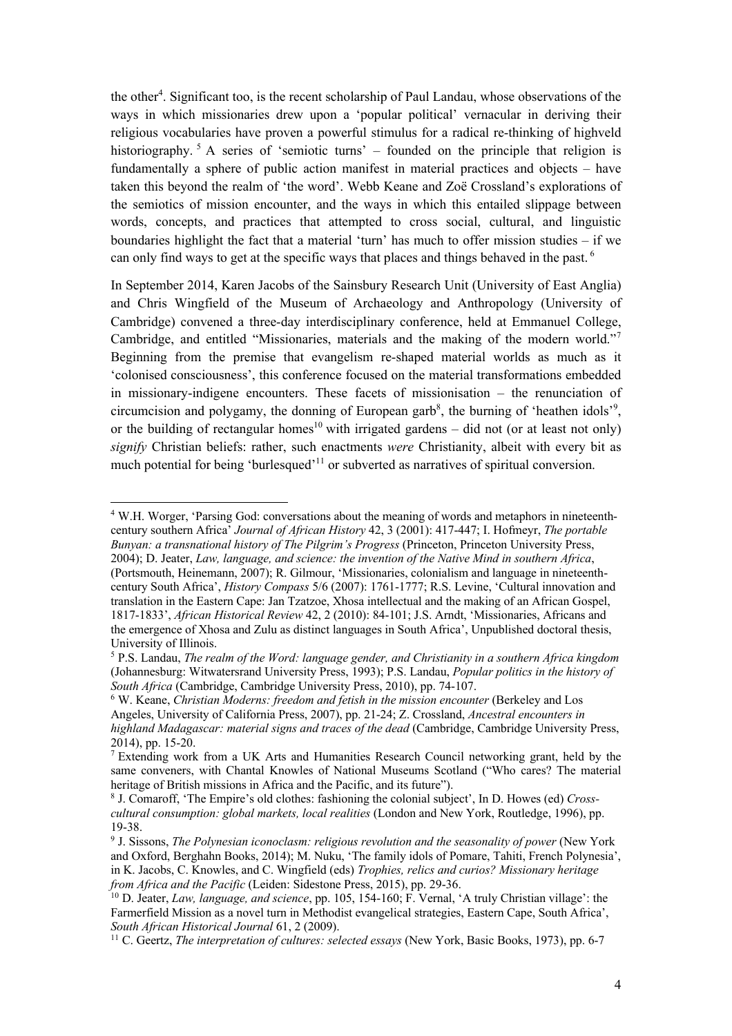the other[4]. Significant too, is the recent scholarship of Paul Landau, whose observations of the ways in which missionaries drew upon a 'popular political' vernacular in deriving their religious vocabularies have proven a powerful stimulus for a radical re-thinking of highveld historiography.[5] A series of 'semiotic turns' – founded on the principle that religion is fundamentally a sphere of public action manifest in material practices and objects – have taken this beyond the realm of 'the word'. Webb Keane and Zoë Crossland's explorations of the semiotics of mission encounter, and the ways in which this entailed slippage between words, concepts, and practices that attempted to cross social, cultural, and linguistic boundaries highlight the fact that a material 'turn' has much to offer mission studies – if we can only find ways to get at the specific ways that places and things behaved in the past.[6]

In September 2014, Karen Jacobs of the Sainsbury Research Unit (University of East Anglia) and Chris Wingfield of the Museum of Archaeology and Anthropology (University of Cambridge) convened a three-day interdisciplinary conference, held at Emmanuel College, Cambridge, and entitled "Missionaries, materials and the making of the modern world."[7] Beginning from the premise that evangelism re-shaped material worlds as much as it 'colonised consciousness', this conference focused on the material transformations embedded in missionary-indigene encounters. These facets of missionisation – the renunciation of circumcision and polygamy, the donning of European garb[8], the burning of 'heathen idols'[9], or the building of rectangular homes[10] with irrigated gardens – did not (or at least not only) *signify* Christian beliefs: rather, such enactments *were* Christianity, albeit with every bit as much potential for being 'burlesqued'[11] or subverted as narratives of spiritual conversion.

---

[4] W.H. Worger, 'Parsing God: conversations about the meaning of words and metaphors in nineteenth-century southern Africa' *Journal of African History* 42, 3 (2001): 417-447; I. Hofmeyr, *The portable Bunyan: a transnational history of The Pilgrim's Progress* (Princeton, Princeton University Press, 2004); D. Jeater, *Law, language, and science: the invention of the Native Mind in southern Africa*, (Portsmouth, Heinemann, 2007); R. Gilmour, 'Missionaries, colonialism and language in nineteenth-century South Africa', *History Compass* 5/6 (2007): 1761-1777; R.S. Levine, 'Cultural innovation and translation in the Eastern Cape: Jan Tzatzoe, Xhosa intellectual and the making of an African Gospel, 1817-1833', *African Historical Review* 42, 2 (2010): 84-101; J.S. Arndt, 'Missionaries, Africans and the emergence of Xhosa and Zulu as distinct languages in South Africa', Unpublished doctoral thesis, University of Illinois.

[5] P.S. Landau, *The realm of the Word: language gender, and Christianity in a southern Africa kingdom* (Johannesburg: Witwatersrand University Press, 1993); P.S. Landau, *Popular politics in the history of South Africa* (Cambridge, Cambridge University Press, 2010), pp. 74-107.

[6] W. Keane, *Christian Moderns: freedom and fetish in the mission encounter* (Berkeley and Los Angeles, University of California Press, 2007), pp. 21-24; Z. Crossland, *Ancestral encounters in highland Madagascar: material signs and traces of the dead* (Cambridge, Cambridge University Press, 2014), pp. 15-20.

[7] Extending work from a UK Arts and Humanities Research Council networking grant, held by the same conveners, with Chantal Knowles of National Museums Scotland ("Who cares? The material heritage of British missions in Africa and the Pacific, and its future").

[8] J. Comaroff, 'The Empire's old clothes: fashioning the colonial subject', In D. Howes (ed) *Cross-cultural consumption: global markets, local realities* (London and New York, Routledge, 1996), pp. 19-38.

[9] J. Sissons, *The Polynesian iconoclasm: religious revolution and the seasonality of power* (New York and Oxford, Berghahn Books, 2014); M. Nuku, 'The family idols of Pomare, Tahiti, French Polynesia', in K. Jacobs, C. Knowles, and C. Wingfield (eds) *Trophies, relics and curios? Missionary heritage from Africa and the Pacific* (Leiden: Sidestone Press, 2015), pp. 29-36.

[10] D. Jeater, *Law, language, and science*, pp. 105, 154-160; F. Vernal, 'A truly Christian village': the Farmerfield Mission as a novel turn in Methodist evangelical strategies, Eastern Cape, South Africa', *South African Historical Journal* 61, 2 (2009).

[11] C. Geertz, *The interpretation of cultures: selected essays* (New York, Basic Books, 1973), pp. 6-7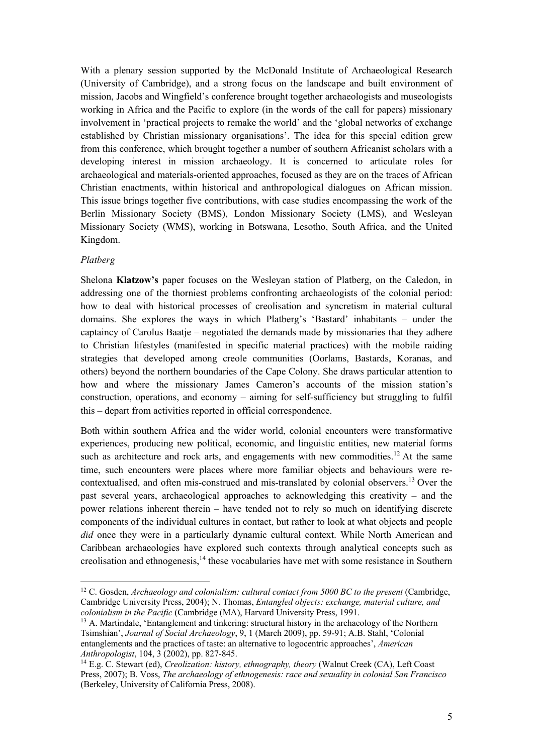With a plenary session supported by the McDonald Institute of Archaeological Research (University of Cambridge), and a strong focus on the landscape and built environment of mission, Jacobs and Wingfield's conference brought together archaeologists and museologists working in Africa and the Pacific to explore (in the words of the call for papers) missionary involvement in 'practical projects to remake the world' and the 'global networks of exchange established by Christian missionary organisations'. The idea for this special edition grew from this conference, which brought together a number of southern Africanist scholars with a developing interest in mission archaeology. It is concerned to articulate roles for archaeological and materials-oriented approaches, focused as they are on the traces of African Christian enactments, within historical and anthropological dialogues on African mission. This issue brings together five contributions, with case studies encompassing the work of the Berlin Missionary Society (BMS), London Missionary Society (LMS), and Wesleyan Missionary Society (WMS), working in Botswana, Lesotho, South Africa, and the United Kingdom.

*Platberg*

Shelona **Klatzow's** paper focuses on the Wesleyan station of Platberg, on the Caledon, in addressing one of the thorniest problems confronting archaeologists of the colonial period: how to deal with historical processes of creolisation and syncretism in material cultural domains. She explores the ways in which Platberg's 'Bastard' inhabitants – under the captaincy of Carolus Baatje – negotiated the demands made by missionaries that they adhere to Christian lifestyles (manifested in specific material practices) with the mobile raiding strategies that developed among creole communities (Oorlams, Bastards, Koranas, and others) beyond the northern boundaries of the Cape Colony. She draws particular attention to how and where the missionary James Cameron's accounts of the mission station's construction, operations, and economy – aiming for self-sufficiency but struggling to fulfil this – depart from activities reported in official correspondence.

Both within southern Africa and the wider world, colonial encounters were transformative experiences, producing new political, economic, and linguistic entities, new material forms such as architecture and rock arts, and engagements with new commodities.[12] At the same time, such encounters were places where more familiar objects and behaviours were re-contextualised, and often mis-construed and mis-translated by colonial observers.[13] Over the past several years, archaeological approaches to acknowledging this creativity – and the power relations inherent therein – have tended not to rely so much on identifying discrete components of the individual cultures in contact, but rather to look at what objects and people *did* once they were in a particularly dynamic cultural context. While North American and Caribbean archaeologies have explored such contexts through analytical concepts such as creolisation and ethnogenesis,[14] these vocabularies have met with some resistance in Southern

---

[12] C. Gosden, *Archaeology and colonialism: cultural contact from 5000 BC to the present* (Cambridge, Cambridge University Press, 2004); N. Thomas, *Entangled objects: exchange, material culture, and colonialism in the Pacific* (Cambridge (MA), Harvard University Press, 1991.

[13] A. Martindale, 'Entanglement and tinkering: structural history in the archaeology of the Northern Tsimshian', *Journal of Social Archaeology*, 9, 1 (March 2009), pp. 59-91; A.B. Stahl, 'Colonial entanglements and the practices of taste: an alternative to logocentric approaches', *American Anthropologist*, 104, 3 (2002), pp. 827-845.

[14] E.g. C. Stewart (ed), *Creolization: history, ethnography, theory* (Walnut Creek (CA), Left Coast Press, 2007); B. Voss, *The archaeology of ethnogenesis: race and sexuality in colonial San Francisco* (Berkeley, University of California Press, 2008).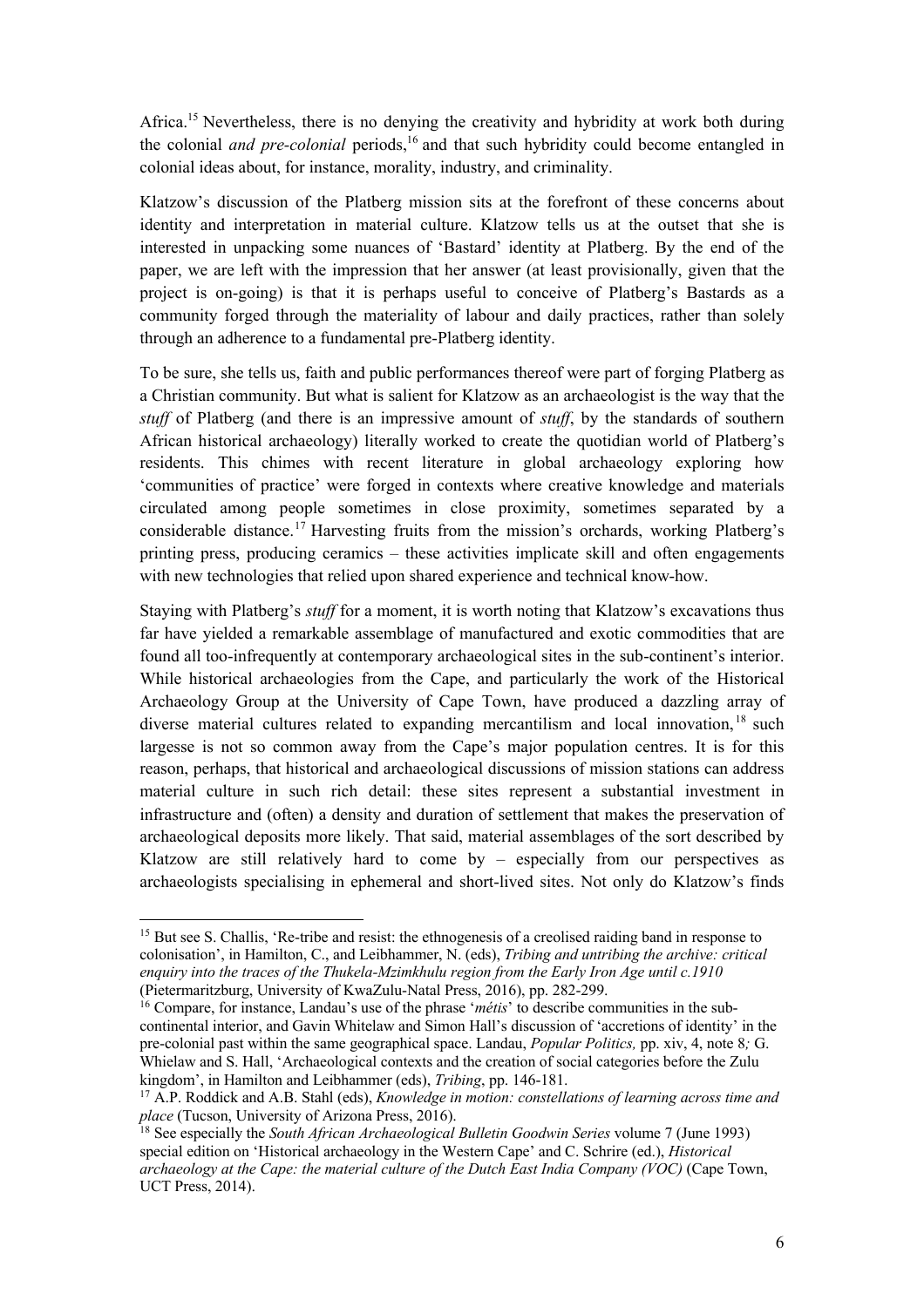Africa.[15] Nevertheless, there is no denying the creativity and hybridity at work both during the colonial *and pre-colonial* periods,[16] and that such hybridity could become entangled in colonial ideas about, for instance, morality, industry, and criminality.

Klatzow's discussion of the Platberg mission sits at the forefront of these concerns about identity and interpretation in material culture. Klatzow tells us at the outset that she is interested in unpacking some nuances of 'Bastard' identity at Platberg. By the end of the paper, we are left with the impression that her answer (at least provisionally, given that the project is on-going) is that it is perhaps useful to conceive of Platberg's Bastards as a community forged through the materiality of labour and daily practices, rather than solely through an adherence to a fundamental pre-Platberg identity.

To be sure, she tells us, faith and public performances thereof were part of forging Platberg as a Christian community. But what is salient for Klatzow as an archaeologist is the way that the *stuff* of Platberg (and there is an impressive amount of *stuff*, by the standards of southern African historical archaeology) literally worked to create the quotidian world of Platberg's residents. This chimes with recent literature in global archaeology exploring how 'communities of practice' were forged in contexts where creative knowledge and materials circulated among people sometimes in close proximity, sometimes separated by a considerable distance.[17] Harvesting fruits from the mission's orchards, working Platberg's printing press, producing ceramics – these activities implicate skill and often engagements with new technologies that relied upon shared experience and technical know-how.

Staying with Platberg's *stuff* for a moment, it is worth noting that Klatzow's excavations thus far have yielded a remarkable assemblage of manufactured and exotic commodities that are found all too-infrequently at contemporary archaeological sites in the sub-continent's interior. While historical archaeologies from the Cape, and particularly the work of the Historical Archaeology Group at the University of Cape Town, have produced a dazzling array of diverse material cultures related to expanding mercantilism and local innovation,[18] such largesse is not so common away from the Cape's major population centres. It is for this reason, perhaps, that historical and archaeological discussions of mission stations can address material culture in such rich detail: these sites represent a substantial investment in infrastructure and (often) a density and duration of settlement that makes the preservation of archaeological deposits more likely. That said, material assemblages of the sort described by Klatzow are still relatively hard to come by – especially from our perspectives as archaeologists specialising in ephemeral and short-lived sites. Not only do Klatzow's finds

---

[15] But see S. Challis, 'Re-tribe and resist: the ethnogenesis of a creolised raiding band in response to colonisation', in Hamilton, C., and Leibhammer, N. (eds), *Tribing and untribing the archive: critical enquiry into the traces of the Thukela-Mzimkhulu region from the Early Iron Age until c.1910* (Pietermaritzburg, University of KwaZulu-Natal Press, 2016), pp. 282-299.

[16] Compare, for instance, Landau's use of the phrase '*métis*' to describe communities in the sub-continental interior, and Gavin Whitelaw and Simon Hall's discussion of 'accretions of identity' in the pre-colonial past within the same geographical space. Landau, *Popular Politics,* pp. xiv, 4, note 8*;* G. Whielaw and S. Hall, 'Archaeological contexts and the creation of social categories before the Zulu kingdom', in Hamilton and Leibhammer (eds), *Tribing*, pp. 146-181.

[17] A.P. Roddick and A.B. Stahl (eds), *Knowledge in motion: constellations of learning across time and place* (Tucson, University of Arizona Press, 2016).

[18] See especially the *South African Archaeological Bulletin Goodwin Series* volume 7 (June 1993) special edition on 'Historical archaeology in the Western Cape' and C. Schrire (ed.), *Historical archaeology at the Cape: the material culture of the Dutch East India Company (VOC)* (Cape Town, UCT Press, 2014).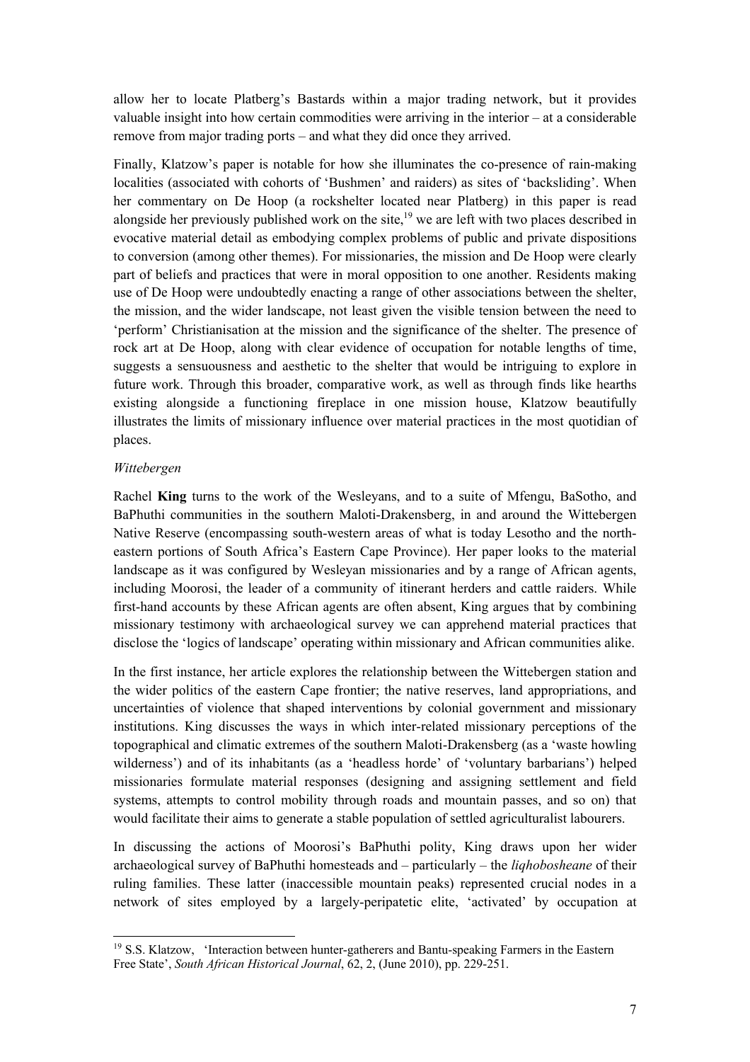allow her to locate Platberg's Bastards within a major trading network, but it provides valuable insight into how certain commodities were arriving in the interior – at a considerable remove from major trading ports – and what they did once they arrived.

Finally, Klatzow's paper is notable for how she illuminates the co-presence of rain-making localities (associated with cohorts of 'Bushmen' and raiders) as sites of 'backsliding'. When her commentary on De Hoop (a rockshelter located near Platberg) in this paper is read alongside her previously published work on the site,[19] we are left with two places described in evocative material detail as embodying complex problems of public and private dispositions to conversion (among other themes). For missionaries, the mission and De Hoop were clearly part of beliefs and practices that were in moral opposition to one another. Residents making use of De Hoop were undoubtedly enacting a range of other associations between the shelter, the mission, and the wider landscape, not least given the visible tension between the need to 'perform' Christianisation at the mission and the significance of the shelter. The presence of rock art at De Hoop, along with clear evidence of occupation for notable lengths of time, suggests a sensuousness and aesthetic to the shelter that would be intriguing to explore in future work. Through this broader, comparative work, as well as through finds like hearths existing alongside a functioning fireplace in one mission house, Klatzow beautifully illustrates the limits of missionary influence over material practices in the most quotidian of places.

*Wittebergen*

Rachel **King** turns to the work of the Wesleyans, and to a suite of Mfengu, BaSotho, and BaPhuthi communities in the southern Maloti-Drakensberg, in and around the Wittebergen Native Reserve (encompassing south-western areas of what is today Lesotho and the north-eastern portions of South Africa's Eastern Cape Province). Her paper looks to the material landscape as it was configured by Wesleyan missionaries and by a range of African agents, including Moorosi, the leader of a community of itinerant herders and cattle raiders. While first-hand accounts by these African agents are often absent, King argues that by combining missionary testimony with archaeological survey we can apprehend material practices that disclose the 'logics of landscape' operating within missionary and African communities alike.

In the first instance, her article explores the relationship between the Wittebergen station and the wider politics of the eastern Cape frontier; the native reserves, land appropriations, and uncertainties of violence that shaped interventions by colonial government and missionary institutions. King discusses the ways in which inter-related missionary perceptions of the topographical and climatic extremes of the southern Maloti-Drakensberg (as a 'waste howling wilderness') and of its inhabitants (as a 'headless horde' of 'voluntary barbarians') helped missionaries formulate material responses (designing and assigning settlement and field systems, attempts to control mobility through roads and mountain passes, and so on) that would facilitate their aims to generate a stable population of settled agriculturalist labourers.

In discussing the actions of Moorosi's BaPhuthi polity, King draws upon her wider archaeological survey of BaPhuthi homesteads and – particularly – the *liqhobosheane* of their ruling families. These latter (inaccessible mountain peaks) represented crucial nodes in a network of sites employed by a largely-peripatetic elite, 'activated' by occupation at

[19] S.S. Klatzow, 'Interaction between hunter-gatherers and Bantu-speaking Farmers in the Eastern Free State', *South African Historical Journal*, 62, 2, (June 2010), pp. 229-251.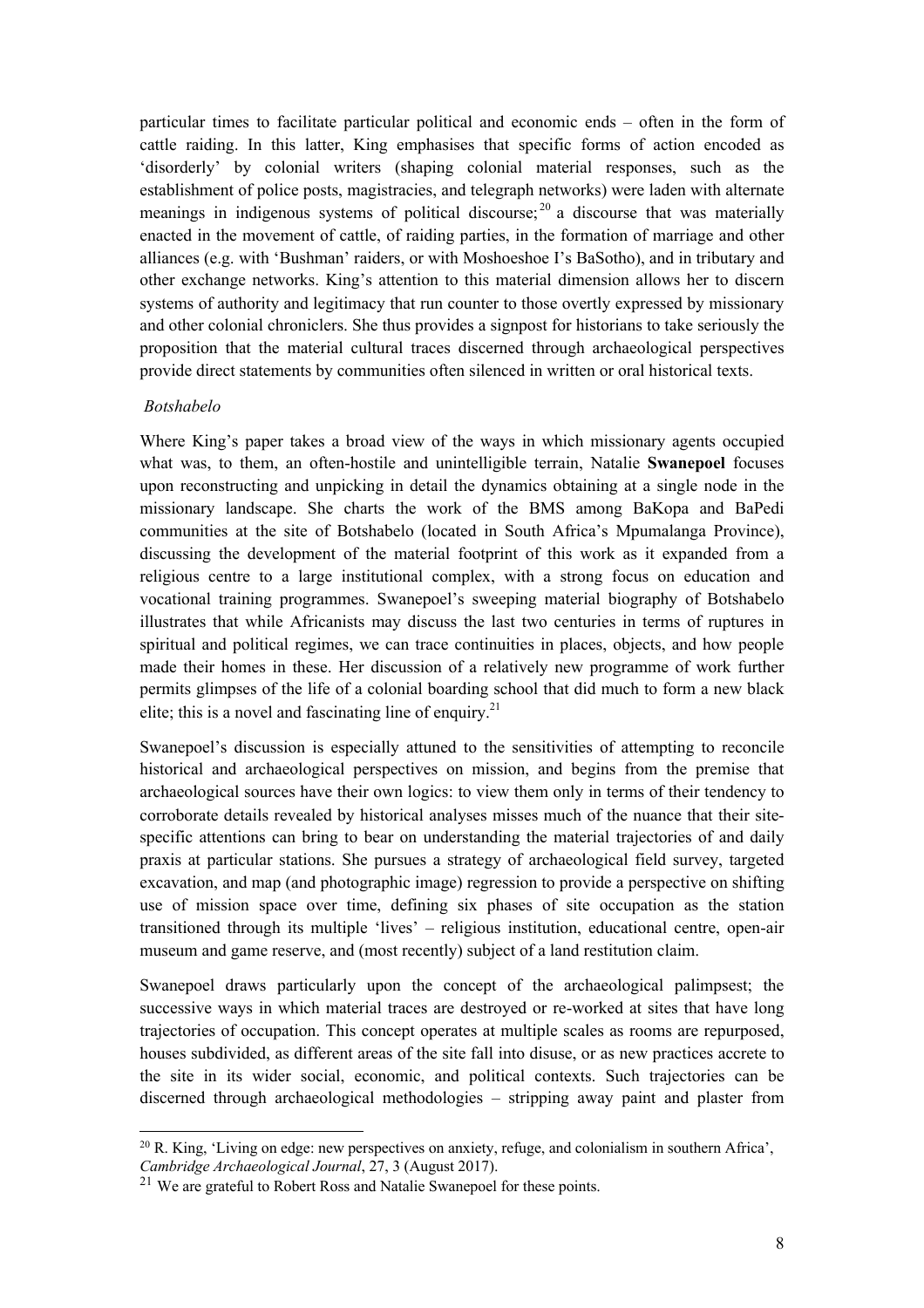particular times to facilitate particular political and economic ends – often in the form of cattle raiding. In this latter, King emphasises that specific forms of action encoded as 'disorderly' by colonial writers (shaping colonial material responses, such as the establishment of police posts, magistracies, and telegraph networks) were laden with alternate meanings in indigenous systems of political discourse;[20] a discourse that was materially enacted in the movement of cattle, of raiding parties, in the formation of marriage and other alliances (e.g. with 'Bushman' raiders, or with Moshoeshoe I's BaSotho), and in tributary and other exchange networks. King's attention to this material dimension allows her to discern systems of authority and legitimacy that run counter to those overtly expressed by missionary and other colonial chroniclers. She thus provides a signpost for historians to take seriously the proposition that the material cultural traces discerned through archaeological perspectives provide direct statements by communities often silenced in written or oral historical texts.

*Botshabelo*

Where King's paper takes a broad view of the ways in which missionary agents occupied what was, to them, an often-hostile and unintelligible terrain, Natalie **Swanepoel** focuses upon reconstructing and unpicking in detail the dynamics obtaining at a single node in the missionary landscape. She charts the work of the BMS among BaKopa and BaPedi communities at the site of Botshabelo (located in South Africa's Mpumalanga Province), discussing the development of the material footprint of this work as it expanded from a religious centre to a large institutional complex, with a strong focus on education and vocational training programmes. Swanepoel's sweeping material biography of Botshabelo illustrates that while Africanists may discuss the last two centuries in terms of ruptures in spiritual and political regimes, we can trace continuities in places, objects, and how people made their homes in these. Her discussion of a relatively new programme of work further permits glimpses of the life of a colonial boarding school that did much to form a new black elite; this is a novel and fascinating line of enquiry.[21]

Swanepoel's discussion is especially attuned to the sensitivities of attempting to reconcile historical and archaeological perspectives on mission, and begins from the premise that archaeological sources have their own logics: to view them only in terms of their tendency to corroborate details revealed by historical analyses misses much of the nuance that their site-specific attentions can bring to bear on understanding the material trajectories of and daily praxis at particular stations. She pursues a strategy of archaeological field survey, targeted excavation, and map (and photographic image) regression to provide a perspective on shifting use of mission space over time, defining six phases of site occupation as the station transitioned through its multiple 'lives' – religious institution, educational centre, open-air museum and game reserve, and (most recently) subject of a land restitution claim.

Swanepoel draws particularly upon the concept of the archaeological palimpsest; the successive ways in which material traces are destroyed or re-worked at sites that have long trajectories of occupation. This concept operates at multiple scales as rooms are repurposed, houses subdivided, as different areas of the site fall into disuse, or as new practices accrete to the site in its wider social, economic, and political contexts. Such trajectories can be discerned through archaeological methodologies – stripping away paint and plaster from

---

[20] R. King, 'Living on edge: new perspectives on anxiety, refuge, and colonialism in southern Africa', *Cambridge Archaeological Journal*, 27, 3 (August 2017).

[21] We are grateful to Robert Ross and Natalie Swanepoel for these points.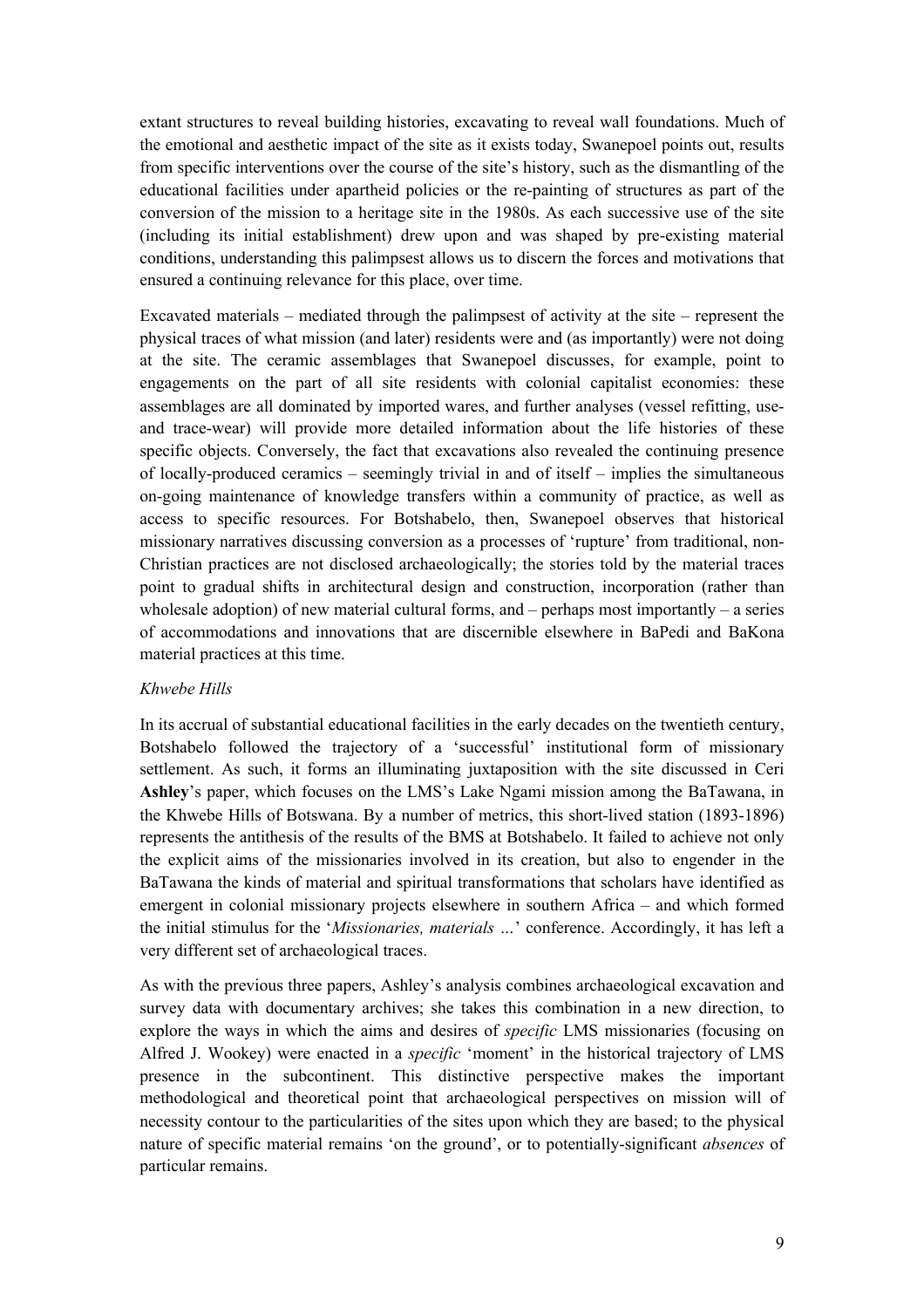extant structures to reveal building histories, excavating to reveal wall foundations. Much of the emotional and aesthetic impact of the site as it exists today, Swanepoel points out, results from specific interventions over the course of the site's history, such as the dismantling of the educational facilities under apartheid policies or the re-painting of structures as part of the conversion of the mission to a heritage site in the 1980s. As each successive use of the site (including its initial establishment) drew upon and was shaped by pre-existing material conditions, understanding this palimpsest allows us to discern the forces and motivations that ensured a continuing relevance for this place, over time.

Excavated materials – mediated through the palimpsest of activity at the site – represent the physical traces of what mission (and later) residents were and (as importantly) were not doing at the site. The ceramic assemblages that Swanepoel discusses, for example, point to engagements on the part of all site residents with colonial capitalist economies: these assemblages are all dominated by imported wares, and further analyses (vessel refitting, use- and trace-wear) will provide more detailed information about the life histories of these specific objects. Conversely, the fact that excavations also revealed the continuing presence of locally-produced ceramics – seemingly trivial in and of itself – implies the simultaneous on-going maintenance of knowledge transfers within a community of practice, as well as access to specific resources. For Botshabelo, then, Swanepoel observes that historical missionary narratives discussing conversion as a processes of 'rupture' from traditional, non-Christian practices are not disclosed archaeologically; the stories told by the material traces point to gradual shifts in architectural design and construction, incorporation (rather than wholesale adoption) of new material cultural forms, and – perhaps most importantly – a series of accommodations and innovations that are discernible elsewhere in BaPedi and BaKona material practices at this time.

*Khwebe Hills*

In its accrual of substantial educational facilities in the early decades on the twentieth century, Botshabelo followed the trajectory of a 'successful' institutional form of missionary settlement. As such, it forms an illuminating juxtaposition with the site discussed in Ceri **Ashley**'s paper, which focuses on the LMS's Lake Ngami mission among the BaTawana, in the Khwebe Hills of Botswana. By a number of metrics, this short-lived station (1893-1896) represents the antithesis of the results of the BMS at Botshabelo. It failed to achieve not only the explicit aims of the missionaries involved in its creation, but also to engender in the BaTawana the kinds of material and spiritual transformations that scholars have identified as emergent in colonial missionary projects elsewhere in southern Africa – and which formed the initial stimulus for the '*Missionaries, materials …*' conference. Accordingly, it has left a very different set of archaeological traces.

As with the previous three papers, Ashley's analysis combines archaeological excavation and survey data with documentary archives; she takes this combination in a new direction, to explore the ways in which the aims and desires of *specific* LMS missionaries (focusing on Alfred J. Wookey) were enacted in a *specific* 'moment' in the historical trajectory of LMS presence in the subcontinent. This distinctive perspective makes the important methodological and theoretical point that archaeological perspectives on mission will of necessity contour to the particularities of the sites upon which they are based; to the physical nature of specific material remains 'on the ground', or to potentially-significant *absences* of particular remains.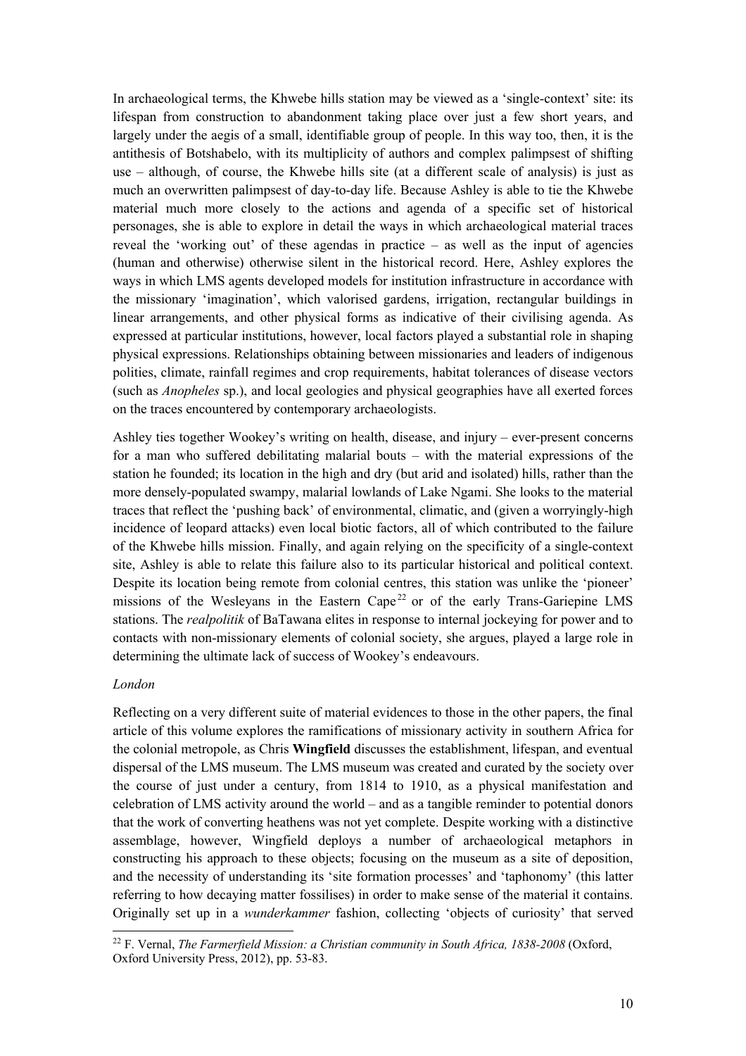In archaeological terms, the Khwebe hills station may be viewed as a 'single-context' site: its lifespan from construction to abandonment taking place over just a few short years, and largely under the aegis of a small, identifiable group of people. In this way too, then, it is the antithesis of Botshabelo, with its multiplicity of authors and complex palimpsest of shifting use – although, of course, the Khwebe hills site (at a different scale of analysis) is just as much an overwritten palimpsest of day-to-day life. Because Ashley is able to tie the Khwebe material much more closely to the actions and agenda of a specific set of historical personages, she is able to explore in detail the ways in which archaeological material traces reveal the 'working out' of these agendas in practice – as well as the input of agencies (human and otherwise) otherwise silent in the historical record. Here, Ashley explores the ways in which LMS agents developed models for institution infrastructure in accordance with the missionary 'imagination', which valorised gardens, irrigation, rectangular buildings in linear arrangements, and other physical forms as indicative of their civilising agenda. As expressed at particular institutions, however, local factors played a substantial role in shaping physical expressions. Relationships obtaining between missionaries and leaders of indigenous polities, climate, rainfall regimes and crop requirements, habitat tolerances of disease vectors (such as *Anopheles* sp.), and local geologies and physical geographies have all exerted forces on the traces encountered by contemporary archaeologists.

Ashley ties together Wookey's writing on health, disease, and injury – ever-present concerns for a man who suffered debilitating malarial bouts – with the material expressions of the station he founded; its location in the high and dry (but arid and isolated) hills, rather than the more densely-populated swampy, malarial lowlands of Lake Ngami. She looks to the material traces that reflect the 'pushing back' of environmental, climatic, and (given a worryingly-high incidence of leopard attacks) even local biotic factors, all of which contributed to the failure of the Khwebe hills mission. Finally, and again relying on the specificity of a single-context site, Ashley is able to relate this failure also to its particular historical and political context. Despite its location being remote from colonial centres, this station was unlike the 'pioneer' missions of the Wesleyans in the Eastern Cape[22] or of the early Trans-Gariepine LMS stations. The *realpolitik* of BaTawana elites in response to internal jockeying for power and to contacts with non-missionary elements of colonial society, she argues, played a large role in determining the ultimate lack of success of Wookey's endeavours.

*London*

Reflecting on a very different suite of material evidences to those in the other papers, the final article of this volume explores the ramifications of missionary activity in southern Africa for the colonial metropole, as Chris **Wingfield** discusses the establishment, lifespan, and eventual dispersal of the LMS museum. The LMS museum was created and curated by the society over the course of just under a century, from 1814 to 1910, as a physical manifestation and celebration of LMS activity around the world – and as a tangible reminder to potential donors that the work of converting heathens was not yet complete. Despite working with a distinctive assemblage, however, Wingfield deploys a number of archaeological metaphors in constructing his approach to these objects; focusing on the museum as a site of deposition, and the necessity of understanding its 'site formation processes' and 'taphonomy' (this latter referring to how decaying matter fossilises) in order to make sense of the material it contains. Originally set up in a *wunderkammer* fashion, collecting 'objects of curiosity' that served

[22] F. Vernal, *The Farmerfield Mission: a Christian community in South Africa, 1838-2008* (Oxford, Oxford University Press, 2012), pp. 53-83.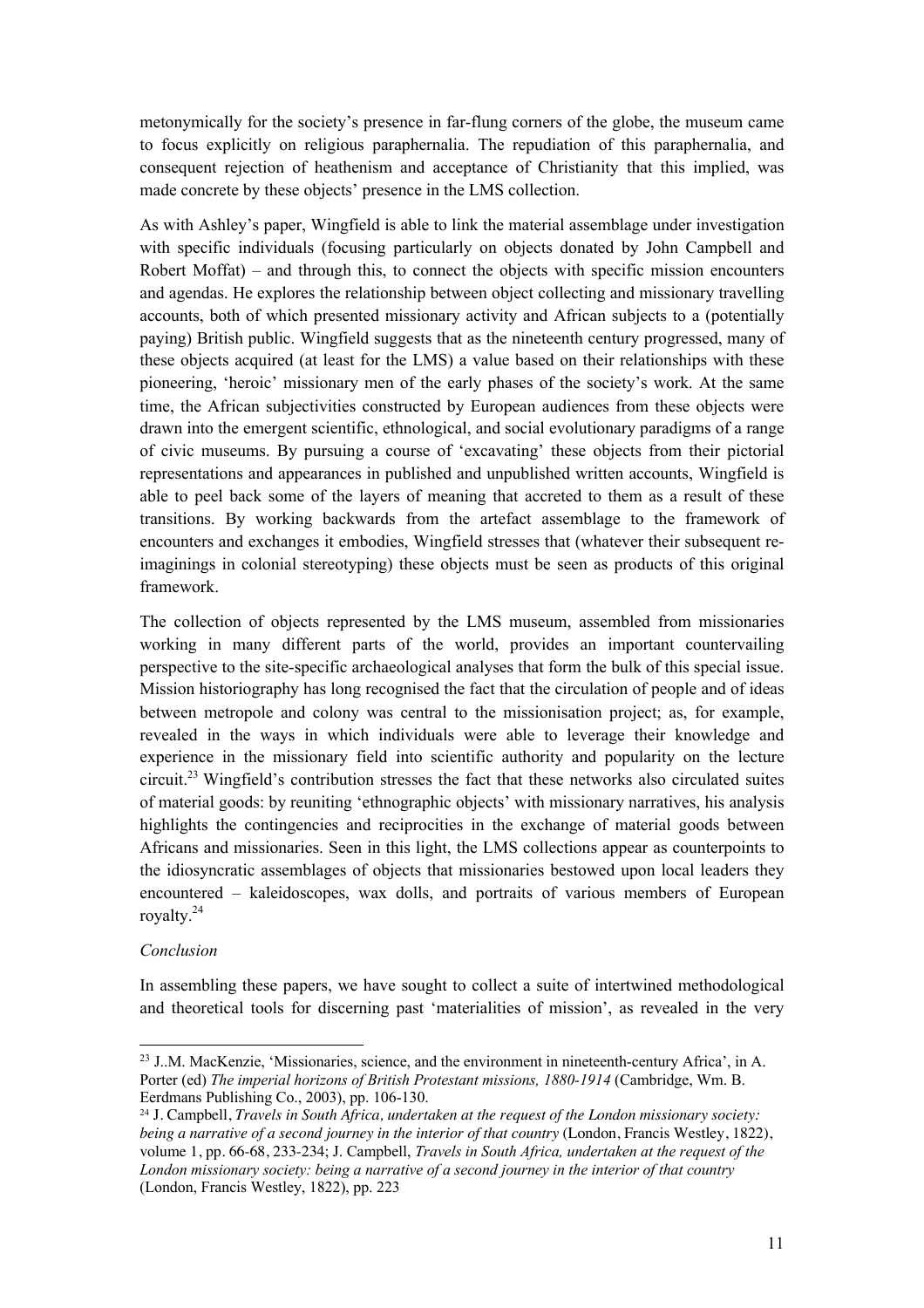metonymically for the society's presence in far-flung corners of the globe, the museum came to focus explicitly on religious paraphernalia. The repudiation of this paraphernalia, and consequent rejection of heathenism and acceptance of Christianity that this implied, was made concrete by these objects' presence in the LMS collection.

As with Ashley's paper, Wingfield is able to link the material assemblage under investigation with specific individuals (focusing particularly on objects donated by John Campbell and Robert Moffat) – and through this, to connect the objects with specific mission encounters and agendas. He explores the relationship between object collecting and missionary travelling accounts, both of which presented missionary activity and African subjects to a (potentially paying) British public. Wingfield suggests that as the nineteenth century progressed, many of these objects acquired (at least for the LMS) a value based on their relationships with these pioneering, 'heroic' missionary men of the early phases of the society's work. At the same time, the African subjectivities constructed by European audiences from these objects were drawn into the emergent scientific, ethnological, and social evolutionary paradigms of a range of civic museums. By pursuing a course of 'excavating' these objects from their pictorial representations and appearances in published and unpublished written accounts, Wingfield is able to peel back some of the layers of meaning that accreted to them as a result of these transitions. By working backwards from the artefact assemblage to the framework of encounters and exchanges it embodies, Wingfield stresses that (whatever their subsequent re-imaginings in colonial stereotyping) these objects must be seen as products of this original framework.

The collection of objects represented by the LMS museum, assembled from missionaries working in many different parts of the world, provides an important countervailing perspective to the site-specific archaeological analyses that form the bulk of this special issue. Mission historiography has long recognised the fact that the circulation of people and of ideas between metropole and colony was central to the missionisation project; as, for example, revealed in the ways in which individuals were able to leverage their knowledge and experience in the missionary field into scientific authority and popularity on the lecture circuit.[23] Wingfield's contribution stresses the fact that these networks also circulated suites of material goods: by reuniting 'ethnographic objects' with missionary narratives, his analysis highlights the contingencies and reciprocities in the exchange of material goods between Africans and missionaries. Seen in this light, the LMS collections appear as counterpoints to the idiosyncratic assemblages of objects that missionaries bestowed upon local leaders they encountered – kaleidoscopes, wax dolls, and portraits of various members of European royalty.[24]

*Conclusion*

In assembling these papers, we have sought to collect a suite of intertwined methodological and theoretical tools for discerning past 'materialities of mission', as revealed in the very

---

[23] J..M. MacKenzie, 'Missionaries, science, and the environment in nineteenth-century Africa', in A. Porter (ed) *The imperial horizons of British Protestant missions, 1880-1914* (Cambridge, Wm. B. Eerdmans Publishing Co., 2003), pp. 106-130.

[24] J. Campbell, *Travels in South Africa, undertaken at the request of the London missionary society: being a narrative of a second journey in the interior of that country* (London, Francis Westley, 1822), volume 1, pp. 66-68, 233-234; J. Campbell, *Travels in South Africa, undertaken at the request of the London missionary society: being a narrative of a second journey in the interior of that country* (London, Francis Westley, 1822), pp. 223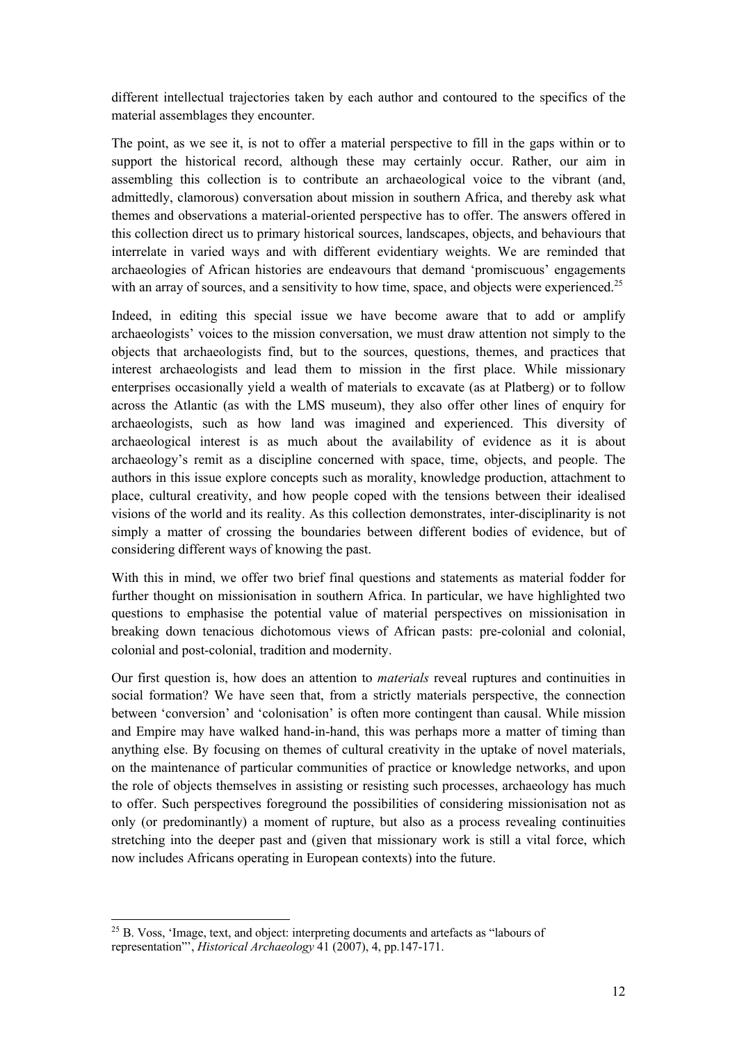different intellectual trajectories taken by each author and contoured to the specifics of the material assemblages they encounter.

The point, as we see it, is not to offer a material perspective to fill in the gaps within or to support the historical record, although these may certainly occur. Rather, our aim in assembling this collection is to contribute an archaeological voice to the vibrant (and, admittedly, clamorous) conversation about mission in southern Africa, and thereby ask what themes and observations a material-oriented perspective has to offer. The answers offered in this collection direct us to primary historical sources, landscapes, objects, and behaviours that interrelate in varied ways and with different evidentiary weights. We are reminded that archaeologies of African histories are endeavours that demand 'promiscuous' engagements with an array of sources, and a sensitivity to how time, space, and objects were experienced.[25]

Indeed, in editing this special issue we have become aware that to add or amplify archaeologists' voices to the mission conversation, we must draw attention not simply to the objects that archaeologists find, but to the sources, questions, themes, and practices that interest archaeologists and lead them to mission in the first place. While missionary enterprises occasionally yield a wealth of materials to excavate (as at Platberg) or to follow across the Atlantic (as with the LMS museum), they also offer other lines of enquiry for archaeologists, such as how land was imagined and experienced. This diversity of archaeological interest is as much about the availability of evidence as it is about archaeology's remit as a discipline concerned with space, time, objects, and people. The authors in this issue explore concepts such as morality, knowledge production, attachment to place, cultural creativity, and how people coped with the tensions between their idealised visions of the world and its reality. As this collection demonstrates, inter-disciplinarity is not simply a matter of crossing the boundaries between different bodies of evidence, but of considering different ways of knowing the past.

With this in mind, we offer two brief final questions and statements as material fodder for further thought on missionisation in southern Africa. In particular, we have highlighted two questions to emphasise the potential value of material perspectives on missionisation in breaking down tenacious dichotomous views of African pasts: pre-colonial and colonial, colonial and post-colonial, tradition and modernity.

Our first question is, how does an attention to *materials* reveal ruptures and continuities in social formation? We have seen that, from a strictly materials perspective, the connection between 'conversion' and 'colonisation' is often more contingent than causal. While mission and Empire may have walked hand-in-hand, this was perhaps more a matter of timing than anything else. By focusing on themes of cultural creativity in the uptake of novel materials, on the maintenance of particular communities of practice or knowledge networks, and upon the role of objects themselves in assisting or resisting such processes, archaeology has much to offer. Such perspectives foreground the possibilities of considering missionisation not as only (or predominantly) a moment of rupture, but also as a process revealing continuities stretching into the deeper past and (given that missionary work is still a vital force, which now includes Africans operating in European contexts) into the future.

---

[25] B. Voss, 'Image, text, and object: interpreting documents and artefacts as "labours of representation"', *Historical Archaeology* 41 (2007), 4, pp.147-171.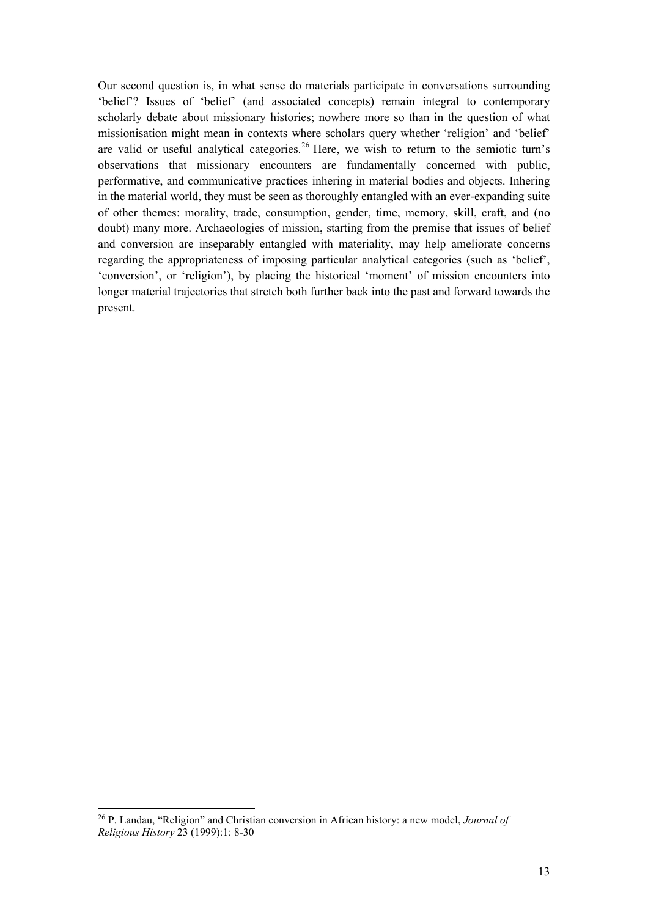Our second question is, in what sense do materials participate in conversations surrounding 'belief'? Issues of 'belief' (and associated concepts) remain integral to contemporary scholarly debate about missionary histories; nowhere more so than in the question of what missionisation might mean in contexts where scholars query whether 'religion' and 'belief' are valid or useful analytical categories.[26] Here, we wish to return to the semiotic turn's observations that missionary encounters are fundamentally concerned with public, performative, and communicative practices inhering in material bodies and objects. Inhering in the material world, they must be seen as thoroughly entangled with an ever-expanding suite of other themes: morality, trade, consumption, gender, time, memory, skill, craft, and (no doubt) many more. Archaeologies of mission, starting from the premise that issues of belief and conversion are inseparably entangled with materiality, may help ameliorate concerns regarding the appropriateness of imposing particular analytical categories (such as 'belief', 'conversion', or 'religion'), by placing the historical 'moment' of mission encounters into longer material trajectories that stretch both further back into the past and forward towards the present.

---

[26] P. Landau, "Religion" and Christian conversion in African history: a new model, *Journal of Religious History* 23 (1999):1: 8-30